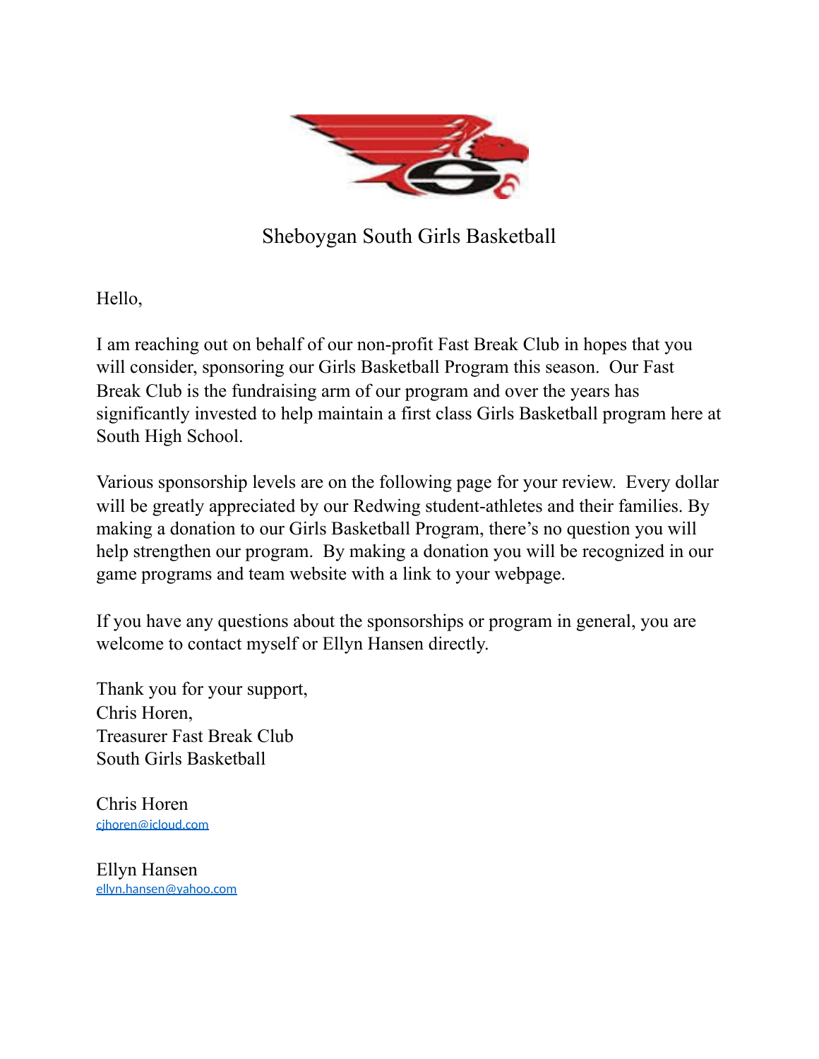# Sheboygan South Girls Basketball

Hello,

I am reaching out on behalf of our non-profit Fast Break Club in hopes that you will consider, sponsoring our Girls Basketball Program this season. Our Fast Break Club is the fundraising arm of our program and over the years has significantly invested to help maintain a first class Girls Basketball program here at South High School.

Various sponsorship levels are on the following page for your review. Every dollar will be greatly appreciated by our Redwing student-athletes and their families. By making a donation to our Girls Basketball Program, there's no question you will help strengthen our program. By making a donation you will be recognized in our game programs and team website with a link to your webpage.

If you have any questions about the sponsorships or program in general, you are welcome to contact myself or Ellyn Hansen directly.

Thank you for your support,
Chris Horen,
Treasurer Fast Break Club
South Girls Basketball

Chris Horen
cjhoren@icloud.com

Ellyn Hansen
ellyn.hansen@yahoo.com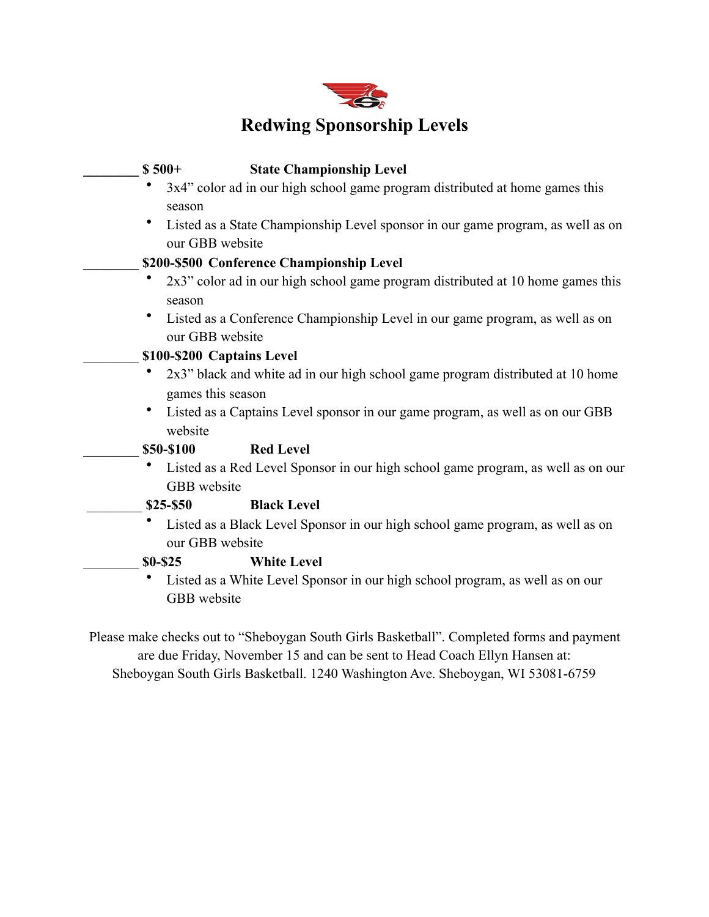# Redwing Sponsorship Levels

________ **$ 500+ State Championship Level**

- 3x4" color ad in our high school game program distributed at home games this season
- Listed as a State Championship Level sponsor in our game program, as well as on our GBB website

________ **$200-$500 Conference Championship Level**

- 2x3" color ad in our high school game program distributed at 10 home games this season
- Listed as a Conference Championship Level in our game program, as well as on our GBB website

________ **$100-$200 Captains Level**

- 2x3" black and white ad in our high school game program distributed at 10 home games this season
- Listed as a Captains Level sponsor in our game program, as well as on our GBB website

________ **$50-$100 Red Level**

- Listed as a Red Level Sponsor in our high school game program, as well as on our GBB website

________ **$25-$50 Black Level**

- Listed as a Black Level Sponsor in our high school game program, as well as on our GBB website

________ **$0-$25 White Level**

- Listed as a White Level Sponsor in our high school program, as well as on our GBB website

Please make checks out to "Sheboygan South Girls Basketball". Completed forms and payment are due Friday, November 15 and can be sent to Head Coach Ellyn Hansen at:
Sheboygan South Girls Basketball. 1240 Washington Ave. Sheboygan, WI 53081-6759